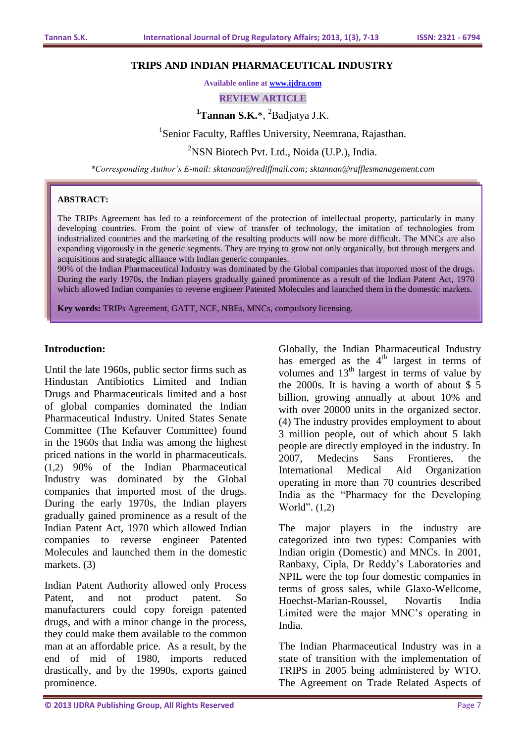# TRIPS AND INDIAN PHARMACEUTICAL INDUSTRY

**Available online at www.ijdra.com**

**REVIEW ARTICLE**

[1]**Tannan S.K.***, [2]Badjatya J.K.

[1]Senior Faculty, Raffles University, Neemrana, Rajasthan.

[2]NSN Biotech Pvt. Ltd., Noida (U.P.), India.

*\*Corresponding Author's E-mail: sktannan@rediffmail.com; sktannan@rafflesmanagement.com*

**ABSTRACT:**

The TRIPs Agreement has led to a reinforcement of the protection of intellectual property, particularly in many developing countries. From the point of view of transfer of technology, the imitation of technologies from industrialized countries and the marketing of the resulting products will now be more difficult. The MNCs are also expanding vigorously in the generic segments. They are trying to grow not only organically, but through mergers and acquisitions and strategic alliance with Indian generic companies.

90% of the Indian Pharmaceutical Industry was dominated by the Global companies that imported most of the drugs. During the early 1970s, the Indian players gradually gained prominence as a result of the Indian Patent Act, 1970 which allowed Indian companies to reverse engineer Patented Molecules and launched them in the domestic markets.

**Key words:** TRIPs Agreement, GATT, NCE, NBEs, MNCs, compulsory licensing.

## Introduction:

Until the late 1960s, public sector firms such as Hindustan Antibiotics Limited and Indian Drugs and Pharmaceuticals limited and a host of global companies dominated the Indian Pharmaceutical Industry. United States Senate Committee (The Kefauver Committee) found in the 1960s that India was among the highest priced nations in the world in pharmaceuticals. (1,2) 90% of the Indian Pharmaceutical Industry was dominated by the Global companies that imported most of the drugs. During the early 1970s, the Indian players gradually gained prominence as a result of the Indian Patent Act, 1970 which allowed Indian companies to reverse engineer Patented Molecules and launched them in the domestic markets. (3)

Indian Patent Authority allowed only Process Patent, and not product patent. So manufacturers could copy foreign patented drugs, and with a minor change in the process, they could make them available to the common man at an affordable price. As a result, by the end of mid of 1980, imports reduced drastically, and by the 1990s, exports gained prominence.

Globally, the Indian Pharmaceutical Industry has emerged as the 4$^{th}$ largest in terms of volumes and 13$^{th}$ largest in terms of value by the 2000s. It is having a worth of about $ 5 billion, growing annually at about 10% and with over 20000 units in the organized sector. (4) The industry provides employment to about 3 million people, out of which about 5 lakh people are directly employed in the industry. In 2007, Medecins Sans Frontieres, the International Medical Aid Organization operating in more than 70 countries described India as the "Pharmacy for the Developing World". (1,2)

The major players in the industry are categorized into two types: Companies with Indian origin (Domestic) and MNCs. In 2001, Ranbaxy, Cipla, Dr Reddy's Laboratories and NPIL were the top four domestic companies in terms of gross sales, while Glaxo-Wellcome, Hoechst-Marian-Roussel, Novartis India Limited were the major MNC's operating in India.

The Indian Pharmaceutical Industry was in a state of transition with the implementation of TRIPS in 2005 being administered by WTO. The Agreement on Trade Related Aspects of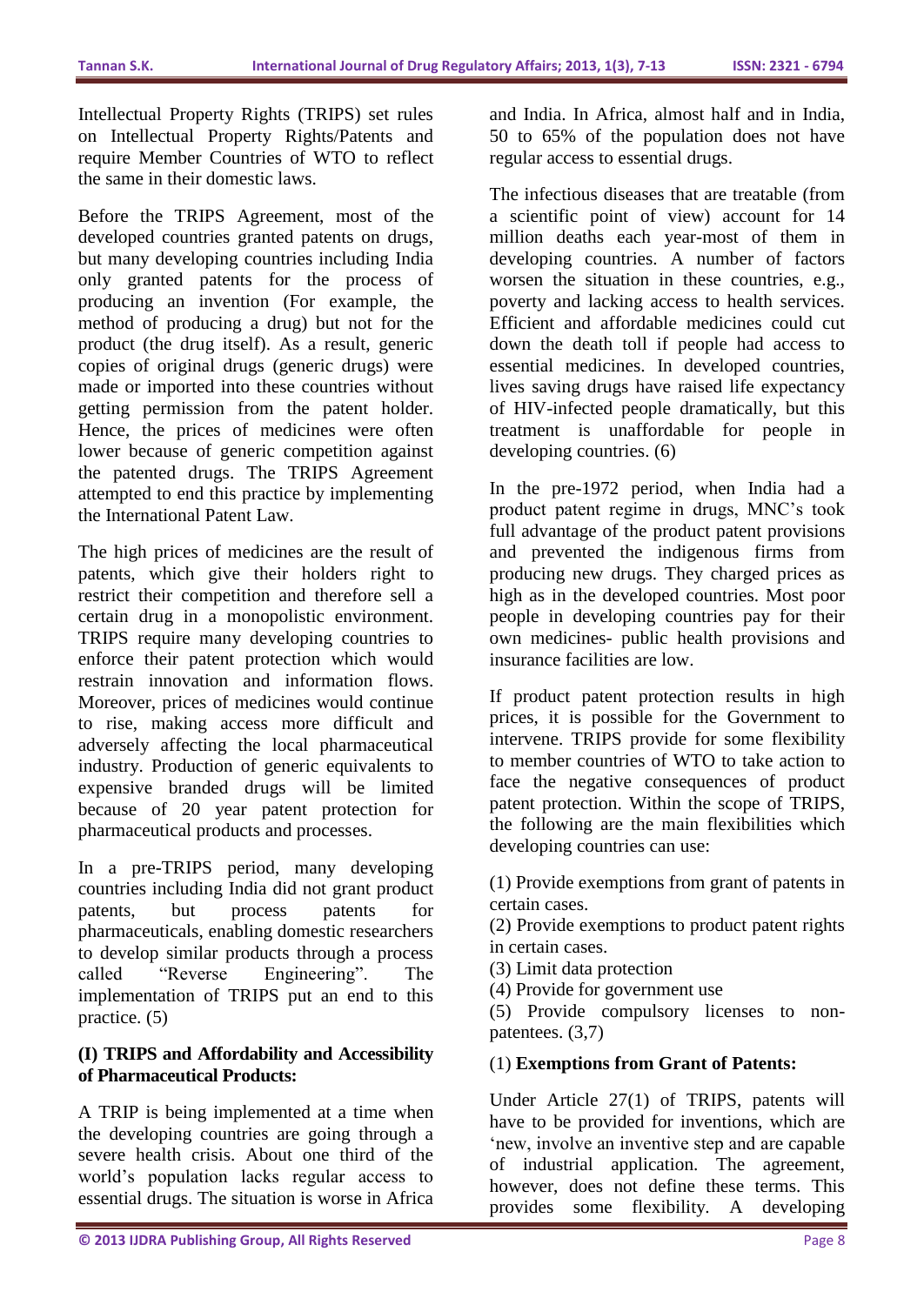Intellectual Property Rights (TRIPS) set rules on Intellectual Property Rights/Patents and require Member Countries of WTO to reflect the same in their domestic laws.

Before the TRIPS Agreement, most of the developed countries granted patents on drugs, but many developing countries including India only granted patents for the process of producing an invention (For example, the method of producing a drug) but not for the product (the drug itself). As a result, generic copies of original drugs (generic drugs) were made or imported into these countries without getting permission from the patent holder. Hence, the prices of medicines were often lower because of generic competition against the patented drugs. The TRIPS Agreement attempted to end this practice by implementing the International Patent Law.

The high prices of medicines are the result of patents, which give their holders right to restrict their competition and therefore sell a certain drug in a monopolistic environment. TRIPS require many developing countries to enforce their patent protection which would restrain innovation and information flows. Moreover, prices of medicines would continue to rise, making access more difficult and adversely affecting the local pharmaceutical industry. Production of generic equivalents to expensive branded drugs will be limited because of 20 year patent protection for pharmaceutical products and processes.

In a pre-TRIPS period, many developing countries including India did not grant product patents, but process patents for pharmaceuticals, enabling domestic researchers to develop similar products through a process called "Reverse Engineering". The implementation of TRIPS put an end to this practice. (5)

**(I) TRIPS and Affordability and Accessibility of Pharmaceutical Products:**

A TRIP is being implemented at a time when the developing countries are going through a severe health crisis. About one third of the world's population lacks regular access to essential drugs. The situation is worse in Africa and India. In Africa, almost half and in India, 50 to 65% of the population does not have regular access to essential drugs.

The infectious diseases that are treatable (from a scientific point of view) account for 14 million deaths each year-most of them in developing countries. A number of factors worsen the situation in these countries, e.g., poverty and lacking access to health services. Efficient and affordable medicines could cut down the death toll if people had access to essential medicines. In developed countries, lives saving drugs have raised life expectancy of HIV-infected people dramatically, but this treatment is unaffordable for people in developing countries. (6)

In the pre-1972 period, when India had a product patent regime in drugs, MNC's took full advantage of the product patent provisions and prevented the indigenous firms from producing new drugs. They charged prices as high as in the developed countries. Most poor people in developing countries pay for their own medicines- public health provisions and insurance facilities are low.

If product patent protection results in high prices, it is possible for the Government to intervene. TRIPS provide for some flexibility to member countries of WTO to take action to face the negative consequences of product patent protection. Within the scope of TRIPS, the following are the main flexibilities which developing countries can use:

(1) Provide exemptions from grant of patents in certain cases.
(2) Provide exemptions to product patent rights in certain cases.
(3) Limit data protection
(4) Provide for government use
(5) Provide compulsory licenses to non-patentees. (3,7)

(1) **Exemptions from Grant of Patents:**

Under Article 27(1) of TRIPS, patents will have to be provided for inventions, which are 'new, involve an inventive step and are capable of industrial application. The agreement, however, does not define these terms. This provides some flexibility. A developing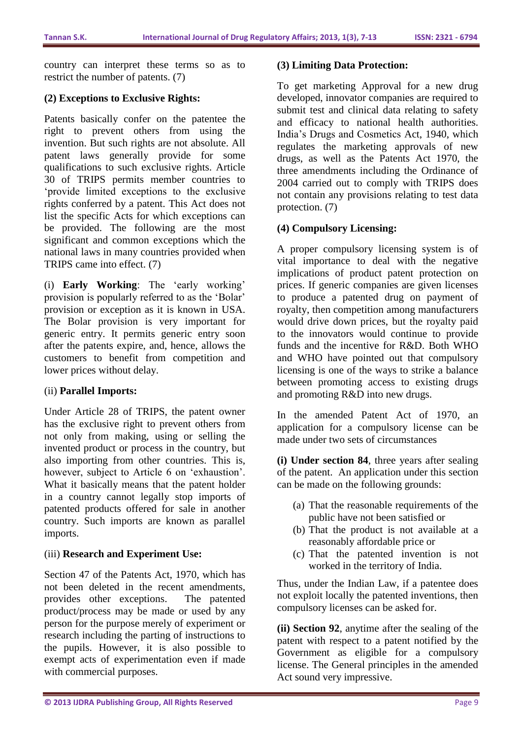country can interpret these terms so as to restrict the number of patents. (7)

**(2) Exceptions to Exclusive Rights:**

Patents basically confer on the patentee the right to prevent others from using the invention. But such rights are not absolute. All patent laws generally provide for some qualifications to such exclusive rights. Article 30 of TRIPS permits member countries to 'provide limited exceptions to the exclusive rights conferred by a patent. This Act does not list the specific Acts for which exceptions can be provided. The following are the most significant and common exceptions which the national laws in many countries provided when TRIPS came into effect. (7)

(i) **Early Working**: The 'early working' provision is popularly referred to as the 'Bolar' provision or exception as it is known in USA. The Bolar provision is very important for generic entry. It permits generic entry soon after the patents expire, and, hence, allows the customers to benefit from competition and lower prices without delay.

(ii) **Parallel Imports:**

Under Article 28 of TRIPS, the patent owner has the exclusive right to prevent others from not only from making, using or selling the invented product or process in the country, but also importing from other countries. This is, however, subject to Article 6 on 'exhaustion'. What it basically means that the patent holder in a country cannot legally stop imports of patented products offered for sale in another country. Such imports are known as parallel imports.

(iii) **Research and Experiment Use:**

Section 47 of the Patents Act, 1970, which has not been deleted in the recent amendments, provides other exceptions. The patented product/process may be made or used by any person for the purpose merely of experiment or research including the parting of instructions to the pupils. However, it is also possible to exempt acts of experimentation even if made with commercial purposes.

**(3) Limiting Data Protection:**

To get marketing Approval for a new drug developed, innovator companies are required to submit test and clinical data relating to safety and efficacy to national health authorities. India's Drugs and Cosmetics Act, 1940, which regulates the marketing approvals of new drugs, as well as the Patents Act 1970, the three amendments including the Ordinance of 2004 carried out to comply with TRIPS does not contain any provisions relating to test data protection. (7)

**(4) Compulsory Licensing:**

A proper compulsory licensing system is of vital importance to deal with the negative implications of product patent protection on prices. If generic companies are given licenses to produce a patented drug on payment of royalty, then competition among manufacturers would drive down prices, but the royalty paid to the innovators would continue to provide funds and the incentive for R&D. Both WHO and WHO have pointed out that compulsory licensing is one of the ways to strike a balance between promoting access to existing drugs and promoting R&D into new drugs.

In the amended Patent Act of 1970, an application for a compulsory license can be made under two sets of circumstances

**(i) Under section 84**, three years after sealing of the patent. An application under this section can be made on the following grounds:

(a) That the reasonable requirements of the public have not been satisfied or
(b) That the product is not available at a reasonably affordable price or
(c) That the patented invention is not worked in the territory of India.

Thus, under the Indian Law, if a patentee does not exploit locally the patented inventions, then compulsory licenses can be asked for.

**(ii) Section 92**, anytime after the sealing of the patent with respect to a patent notified by the Government as eligible for a compulsory license. The General principles in the amended Act sound very impressive.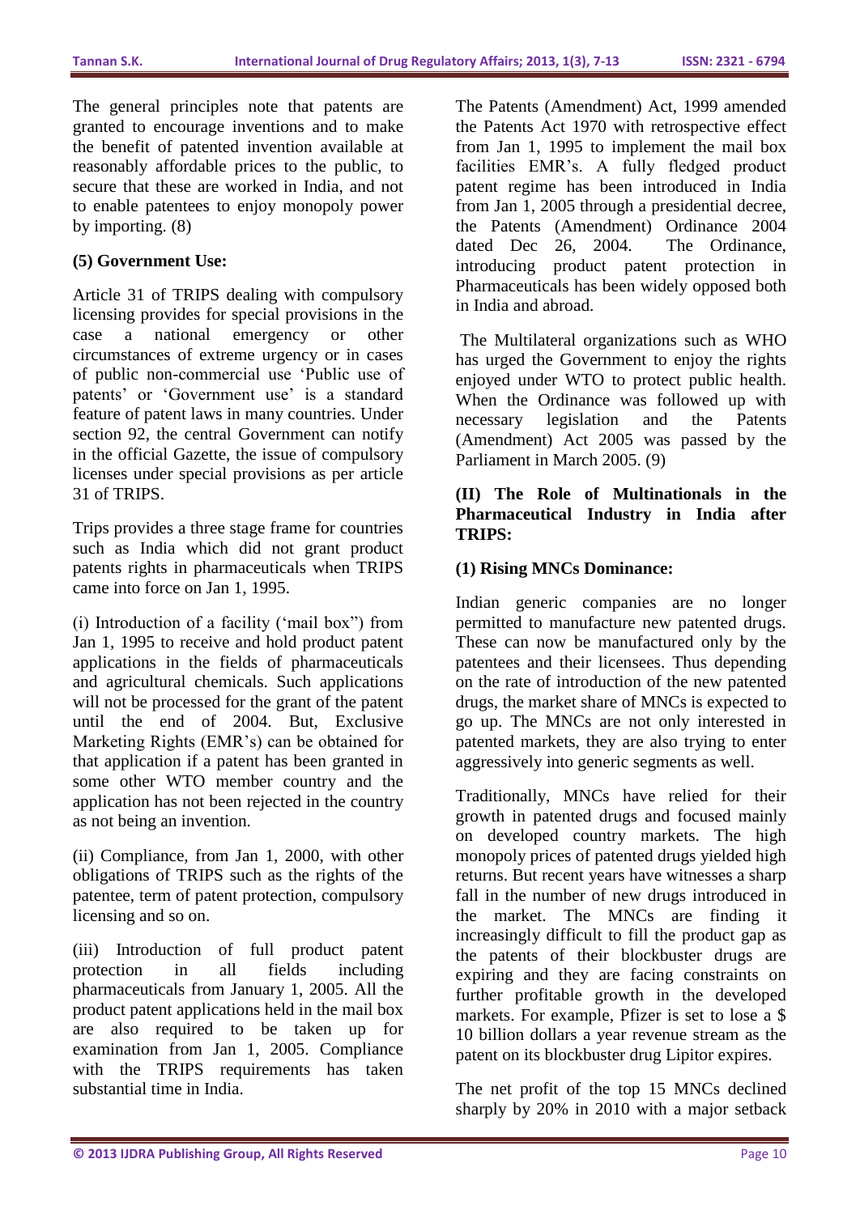The general principles note that patents are granted to encourage inventions and to make the benefit of patented invention available at reasonably affordable prices to the public, to secure that these are worked in India, and not to enable patentees to enjoy monopoly power by importing. (8)

**(5) Government Use:**

Article 31 of TRIPS dealing with compulsory licensing provides for special provisions in the case a national emergency or other circumstances of extreme urgency or in cases of public non-commercial use 'Public use of patents' or 'Government use' is a standard feature of patent laws in many countries. Under section 92, the central Government can notify in the official Gazette, the issue of compulsory licenses under special provisions as per article 31 of TRIPS.

Trips provides a three stage frame for countries such as India which did not grant product patents rights in pharmaceuticals when TRIPS came into force on Jan 1, 1995.

(i) Introduction of a facility ('mail box") from Jan 1, 1995 to receive and hold product patent applications in the fields of pharmaceuticals and agricultural chemicals. Such applications will not be processed for the grant of the patent until the end of 2004. But, Exclusive Marketing Rights (EMR's) can be obtained for that application if a patent has been granted in some other WTO member country and the application has not been rejected in the country as not being an invention.

(ii) Compliance, from Jan 1, 2000, with other obligations of TRIPS such as the rights of the patentee, term of patent protection, compulsory licensing and so on.

(iii) Introduction of full product patent protection in all fields including pharmaceuticals from January 1, 2005. All the product patent applications held in the mail box are also required to be taken up for examination from Jan 1, 2005. Compliance with the TRIPS requirements has taken substantial time in India.

The Patents (Amendment) Act, 1999 amended the Patents Act 1970 with retrospective effect from Jan 1, 1995 to implement the mail box facilities EMR's. A fully fledged product patent regime has been introduced in India from Jan 1, 2005 through a presidential decree, the Patents (Amendment) Ordinance 2004 dated Dec 26, 2004. The Ordinance, introducing product patent protection in Pharmaceuticals has been widely opposed both in India and abroad.

The Multilateral organizations such as WHO has urged the Government to enjoy the rights enjoyed under WTO to protect public health. When the Ordinance was followed up with necessary legislation and the Patents (Amendment) Act 2005 was passed by the Parliament in March 2005. (9)

**(II) The Role of Multinationals in the Pharmaceutical Industry in India after TRIPS:**

**(1) Rising MNCs Dominance:**

Indian generic companies are no longer permitted to manufacture new patented drugs. These can now be manufactured only by the patentees and their licensees. Thus depending on the rate of introduction of the new patented drugs, the market share of MNCs is expected to go up. The MNCs are not only interested in patented markets, they are also trying to enter aggressively into generic segments as well.

Traditionally, MNCs have relied for their growth in patented drugs and focused mainly on developed country markets. The high monopoly prices of patented drugs yielded high returns. But recent years have witnesses a sharp fall in the number of new drugs introduced in the market. The MNCs are finding it increasingly difficult to fill the product gap as the patents of their blockbuster drugs are expiring and they are facing constraints on further profitable growth in the developed markets. For example, Pfizer is set to lose a $ 10 billion dollars a year revenue stream as the patent on its blockbuster drug Lipitor expires.

The net profit of the top 15 MNCs declined sharply by 20% in 2010 with a major setback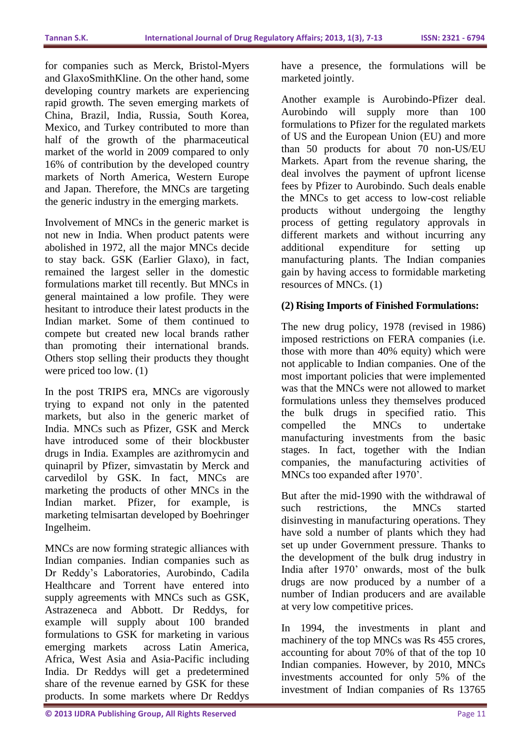for companies such as Merck, Bristol-Myers and GlaxoSmithKline. On the other hand, some developing country markets are experiencing rapid growth. The seven emerging markets of China, Brazil, India, Russia, South Korea, Mexico, and Turkey contributed to more than half of the growth of the pharmaceutical market of the world in 2009 compared to only 16% of contribution by the developed country markets of North America, Western Europe and Japan. Therefore, the MNCs are targeting the generic industry in the emerging markets.

Involvement of MNCs in the generic market is not new in India. When product patents were abolished in 1972, all the major MNCs decide to stay back. GSK (Earlier Glaxo), in fact, remained the largest seller in the domestic formulations market till recently. But MNCs in general maintained a low profile. They were hesitant to introduce their latest products in the Indian market. Some of them continued to compete but created new local brands rather than promoting their international brands. Others stop selling their products they thought were priced too low. (1)

In the post TRIPS era, MNCs are vigorously trying to expand not only in the patented markets, but also in the generic market of India. MNCs such as Pfizer, GSK and Merck have introduced some of their blockbuster drugs in India. Examples are azithromycin and quinapril by Pfizer, simvastatin by Merck and carvedilol by GSK. In fact, MNCs are marketing the products of other MNCs in the Indian market. Pfizer, for example, is marketing telmisartan developed by Boehringer Ingelheim.

MNCs are now forming strategic alliances with Indian companies. Indian companies such as Dr Reddy's Laboratories, Aurobindo, Cadila Healthcare and Torrent have entered into supply agreements with MNCs such as GSK, Astrazeneca and Abbott. Dr Reddys, for example will supply about 100 branded formulations to GSK for marketing in various emerging markets across Latin America, Africa, West Asia and Asia-Pacific including India. Dr Reddys will get a predetermined share of the revenue earned by GSK for these products. In some markets where Dr Reddys have a presence, the formulations will be marketed jointly.

Another example is Aurobindo-Pfizer deal. Aurobindo will supply more than 100 formulations to Pfizer for the regulated markets of US and the European Union (EU) and more than 50 products for about 70 non-US/EU Markets. Apart from the revenue sharing, the deal involves the payment of upfront license fees by Pfizer to Aurobindo. Such deals enable the MNCs to get access to low-cost reliable products without undergoing the lengthy process of getting regulatory approvals in different markets and without incurring any additional expenditure for setting up manufacturing plants. The Indian companies gain by having access to formidable marketing resources of MNCs. (1)

**(2) Rising Imports of Finished Formulations:**

The new drug policy, 1978 (revised in 1986) imposed restrictions on FERA companies (i.e. those with more than 40% equity) which were not applicable to Indian companies. One of the most important policies that were implemented was that the MNCs were not allowed to market formulations unless they themselves produced the bulk drugs in specified ratio. This compelled the MNCs to undertake manufacturing investments from the basic stages. In fact, together with the Indian companies, the manufacturing activities of MNCs too expanded after 1970'.

But after the mid-1990 with the withdrawal of such restrictions, the MNCs started disinvesting in manufacturing operations. They have sold a number of plants which they had set up under Government pressure. Thanks to the development of the bulk drug industry in India after 1970' onwards, most of the bulk drugs are now produced by a number of a number of Indian producers and are available at very low competitive prices.

In 1994, the investments in plant and machinery of the top MNCs was Rs 455 crores, accounting for about 70% of that of the top 10 Indian companies. However, by 2010, MNCs investments accounted for only 5% of the investment of Indian companies of Rs 13765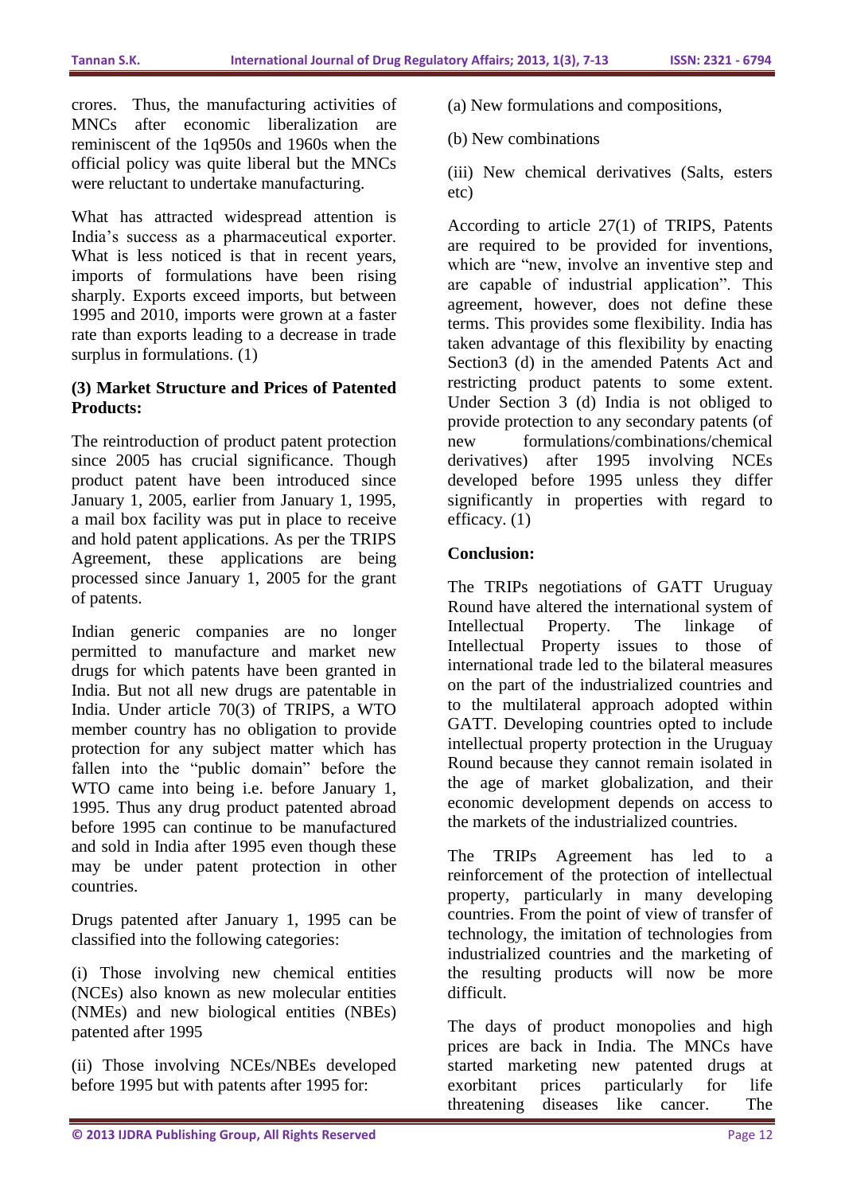crores. Thus, the manufacturing activities of MNCs after economic liberalization are reminiscent of the 1q950s and 1960s when the official policy was quite liberal but the MNCs were reluctant to undertake manufacturing.

What has attracted widespread attention is India's success as a pharmaceutical exporter. What is less noticed is that in recent years, imports of formulations have been rising sharply. Exports exceed imports, but between 1995 and 2010, imports were grown at a faster rate than exports leading to a decrease in trade surplus in formulations. (1)

**(3) Market Structure and Prices of Patented Products:**

The reintroduction of product patent protection since 2005 has crucial significance. Though product patent have been introduced since January 1, 2005, earlier from January 1, 1995, a mail box facility was put in place to receive and hold patent applications. As per the TRIPS Agreement, these applications are being processed since January 1, 2005 for the grant of patents.

Indian generic companies are no longer permitted to manufacture and market new drugs for which patents have been granted in India. But not all new drugs are patentable in India. Under article 70(3) of TRIPS, a WTO member country has no obligation to provide protection for any subject matter which has fallen into the "public domain" before the WTO came into being i.e. before January 1, 1995. Thus any drug product patented abroad before 1995 can continue to be manufactured and sold in India after 1995 even though these may be under patent protection in other countries.

Drugs patented after January 1, 1995 can be classified into the following categories:

(i) Those involving new chemical entities (NCEs) also known as new molecular entities (NMEs) and new biological entities (NBEs) patented after 1995

(ii) Those involving NCEs/NBEs developed before 1995 but with patents after 1995 for:

(a) New formulations and compositions,

(b) New combinations

(iii) New chemical derivatives (Salts, esters etc)

According to article 27(1) of TRIPS, Patents are required to be provided for inventions, which are "new, involve an inventive step and are capable of industrial application". This agreement, however, does not define these terms. This provides some flexibility. India has taken advantage of this flexibility by enacting Section3 (d) in the amended Patents Act and restricting product patents to some extent. Under Section 3 (d) India is not obliged to provide protection to any secondary patents (of new formulations/combinations/chemical derivatives) after 1995 involving NCEs developed before 1995 unless they differ significantly in properties with regard to efficacy. (1)

**Conclusion:**

The TRIPs negotiations of GATT Uruguay Round have altered the international system of Intellectual Property. The linkage of Intellectual Property issues to those of international trade led to the bilateral measures on the part of the industrialized countries and to the multilateral approach adopted within GATT. Developing countries opted to include intellectual property protection in the Uruguay Round because they cannot remain isolated in the age of market globalization, and their economic development depends on access to the markets of the industrialized countries.

The TRIPs Agreement has led to a reinforcement of the protection of intellectual property, particularly in many developing countries. From the point of view of transfer of technology, the imitation of technologies from industrialized countries and the marketing of the resulting products will now be more difficult.

The days of product monopolies and high prices are back in India. The MNCs have started marketing new patented drugs at exorbitant prices particularly for life threatening diseases like cancer. The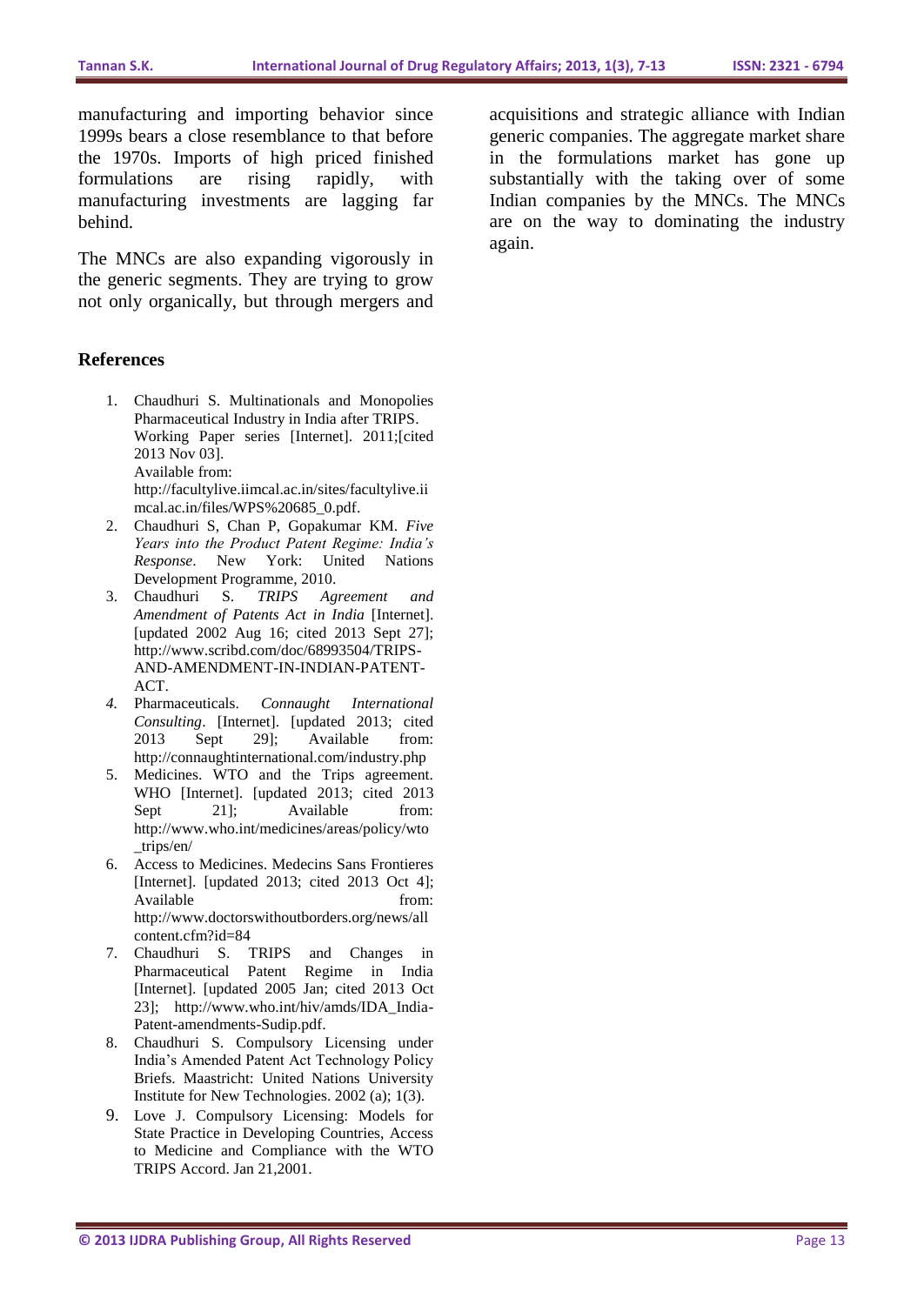manufacturing and importing behavior since 1999s bears a close resemblance to that before the 1970s. Imports of high priced finished formulations are rising rapidly, with manufacturing investments are lagging far behind.

The MNCs are also expanding vigorously in the generic segments. They are trying to grow not only organically, but through mergers and acquisitions and strategic alliance with Indian generic companies. The aggregate market share in the formulations market has gone up substantially with the taking over of some Indian companies by the MNCs. The MNCs are on the way to dominating the industry again.

## References

1. Chaudhuri S. Multinationals and Monopolies Pharmaceutical Industry in India after TRIPS. Working Paper series [Internet]. 2011;[cited 2013 Nov 03]. Available from: http://facultylive.iimcal.ac.in/sites/facultylive.iimcal.ac.in/files/WPS%20685_0.pdf.
2. Chaudhuri S, Chan P, Gopakumar KM. *Five Years into the Product Patent Regime: India's Response*. New York: United Nations Development Programme, 2010.
3. Chaudhuri S. *TRIPS Agreement and Amendment of Patents Act in India* [Internet]. [updated 2002 Aug 16; cited 2013 Sept 27]; http://www.scribd.com/doc/68993504/TRIPS-AND-AMENDMENT-IN-INDIAN-PATENT-ACT.
4. Pharmaceuticals. *Connaught International Consulting*. [Internet]. [updated 2013; cited 2013 Sept 29]; Available from: http://connaughtinternational.com/industry.php
5. Medicines. WTO and the Trips agreement. WHO [Internet]. [updated 2013; cited 2013 Sept 21]; Available from: http://www.who.int/medicines/areas/policy/wto_trips/en/
6. Access to Medicines. Medecins Sans Frontieres [Internet]. [updated 2013; cited 2013 Oct 4]; Available from: http://www.doctorswithoutborders.org/news/allcontent.cfm?id=84
7. Chaudhuri S. TRIPS and Changes in Pharmaceutical Patent Regime in India [Internet]. [updated 2005 Jan; cited 2013 Oct 23]; http://www.who.int/hiv/amds/IDA_India-Patent-amendments-Sudip.pdf.
8. Chaudhuri S. Compulsory Licensing under India's Amended Patent Act Technology Policy Briefs. Maastricht: United Nations University Institute for New Technologies. 2002 (a); 1(3).
9. Love J. Compulsory Licensing: Models for State Practice in Developing Countries, Access to Medicine and Compliance with the WTO TRIPS Accord. Jan 21,2001.